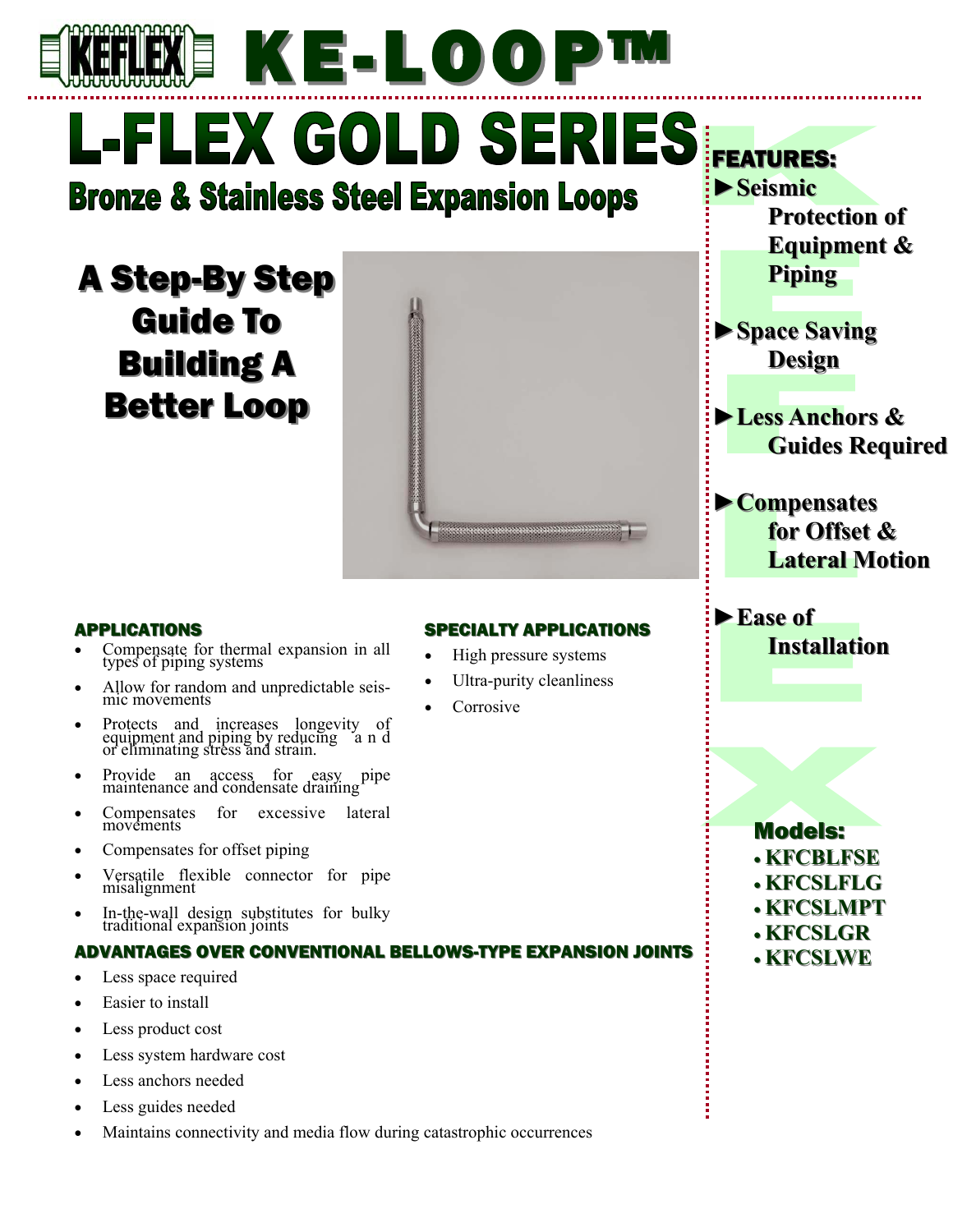# KEFLEX KE-LOOP™

# L-FLEX GOLD SERIES

## Bronze & Stainless Steel Expansion Loops

## A Step-By Step Guide To Building A Better Loop

### APPLICATIONS

- Compensate for thermal expansion in all types of piping systems
- Allow for random and unpredictable seismic movements
- Protects and increases longevity of equipment and piping by reducing and or eliminating stress and strain.
- Provide an access for easy pipe maintenance and condensate draining
- Compensates for excessive lateral movements
- Compensates for offset piping
- Versatile flexible connector for pipe misalignment
- In-the-wall design substitutes for bulky traditional expansion joints

### SPECIALTY APPLICATIONS

- High pressure systems
- Ultra-purity cleanliness
- Corrosive

### ADVANTAGES OVER CONVENTIONAL BELLOWS-TYPE EXPANSION JOINTS

- Less space required
- Easier to install
- Less product cost
- Less system hardware cost
- Less anchors needed
- Less guides needed
- Maintains connectivity and media flow during catastrophic occurrences

### FEATURES:

- ►**Seismic Protection of Equipment & Piping**
- ►**Space Saving Design**
- ►**Less Anchors & Guides Required**
- ►**Compensates for Offset & Lateral Motion**
- ►**Ease of Installation**

### Models:

- KFCBLFSE
- KFCSLFLG
- KFCSLMPT
- KFCSLGR
- KFCSLWE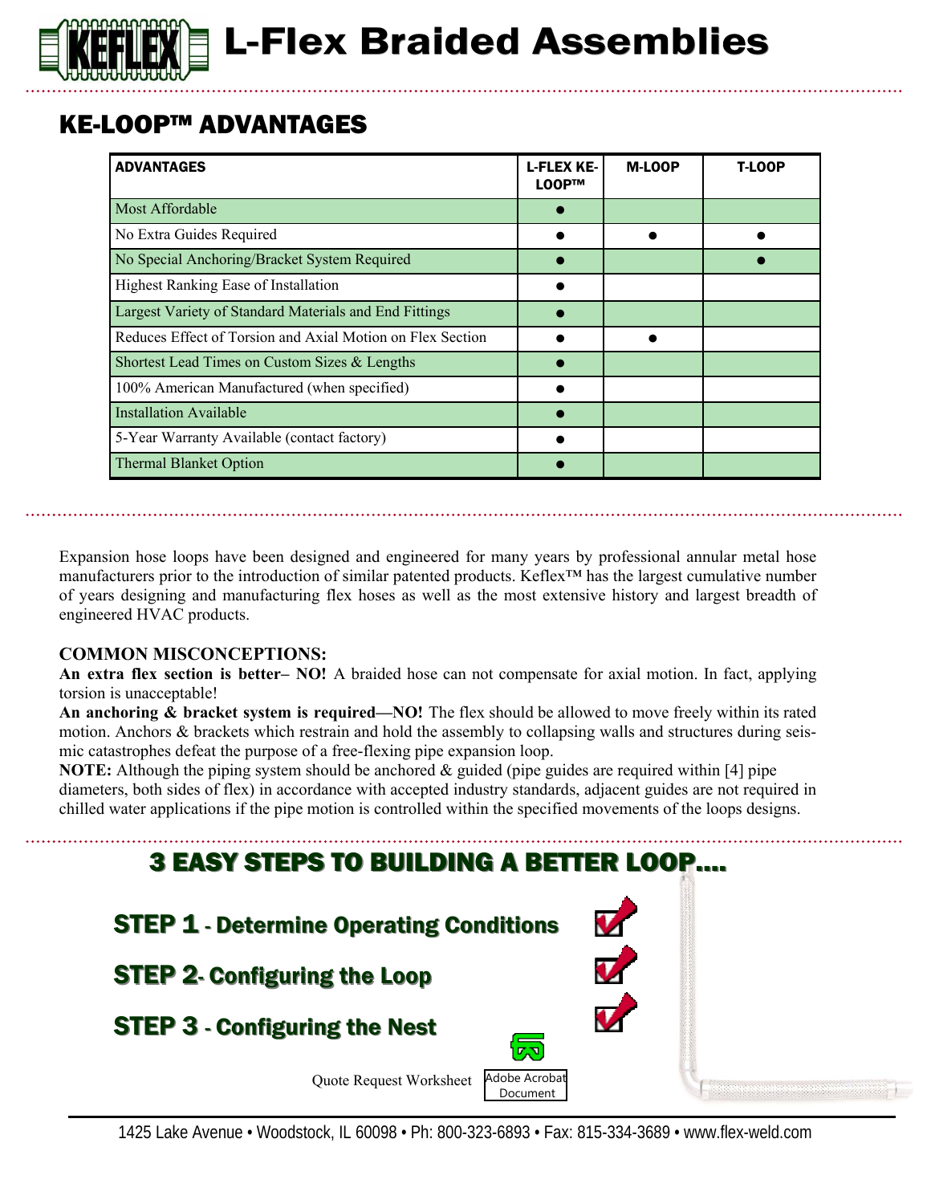# L-Flex Braided Assemblies

## KE-LOOP™ ADVANTAGES

| ADVANTAGES | L-FLEX KE-LOOP™ | M-LOOP | T-LOOP |
|---|---|---|---|
| Most Affordable | ● | | |
| No Extra Guides Required | ● | ● | ● |
| No Special Anchoring/Bracket System Required | ● | | ● |
| Highest Ranking Ease of Installation | ● | | |
| Largest Variety of Standard Materials and End Fittings | ● | | |
| Reduces Effect of Torsion and Axial Motion on Flex Section | ● | ● | |
| Shortest Lead Times on Custom Sizes & Lengths | ● | | |
| 100% American Manufactured (when specified) | ● | | |
| Installation Available | ● | | |
| 5-Year Warranty Available (contact factory) | ● | | |
| Thermal Blanket Option | ● | | |

Expansion hose loops have been designed and engineered for many years by professional annular metal hose manufacturers prior to the introduction of similar patented products. Keflex™ has the largest cumulative number of years designing and manufacturing flex hoses as well as the most extensive history and largest breadth of engineered HVAC products.

**COMMON MISCONCEPTIONS:**

**An extra flex section is better– NO!** A braided hose can not compensate for axial motion. In fact, applying torsion is unacceptable!

**An anchoring & bracket system is required—NO!** The flex should be allowed to move freely within its rated motion. Anchors & brackets which restrain and hold the assembly to collapsing walls and structures during seismic catastrophes defeat the purpose of a free-flexing pipe expansion loop.

**NOTE:** Although the piping system should be anchored & guided (pipe guides are required within [4] pipe diameters, both sides of flex) in accordance with accepted industry standards, adjacent guides are not required in chilled water applications if the pipe motion is controlled within the specified movements of the loops designs.

## 3 EASY STEPS TO BUILDING A BETTER LOOP....

**STEP 1 - Determine Operating Conditions**

**STEP 2- Configuring the Loop**

**STEP 3 - Configuring the Nest**

Quote Request Worksheet

Adobe Acrobat Document

1425 Lake Avenue • Woodstock, IL 60098 • Ph: 800-323-6893 • Fax: 815-334-3689 • www.flex-weld.com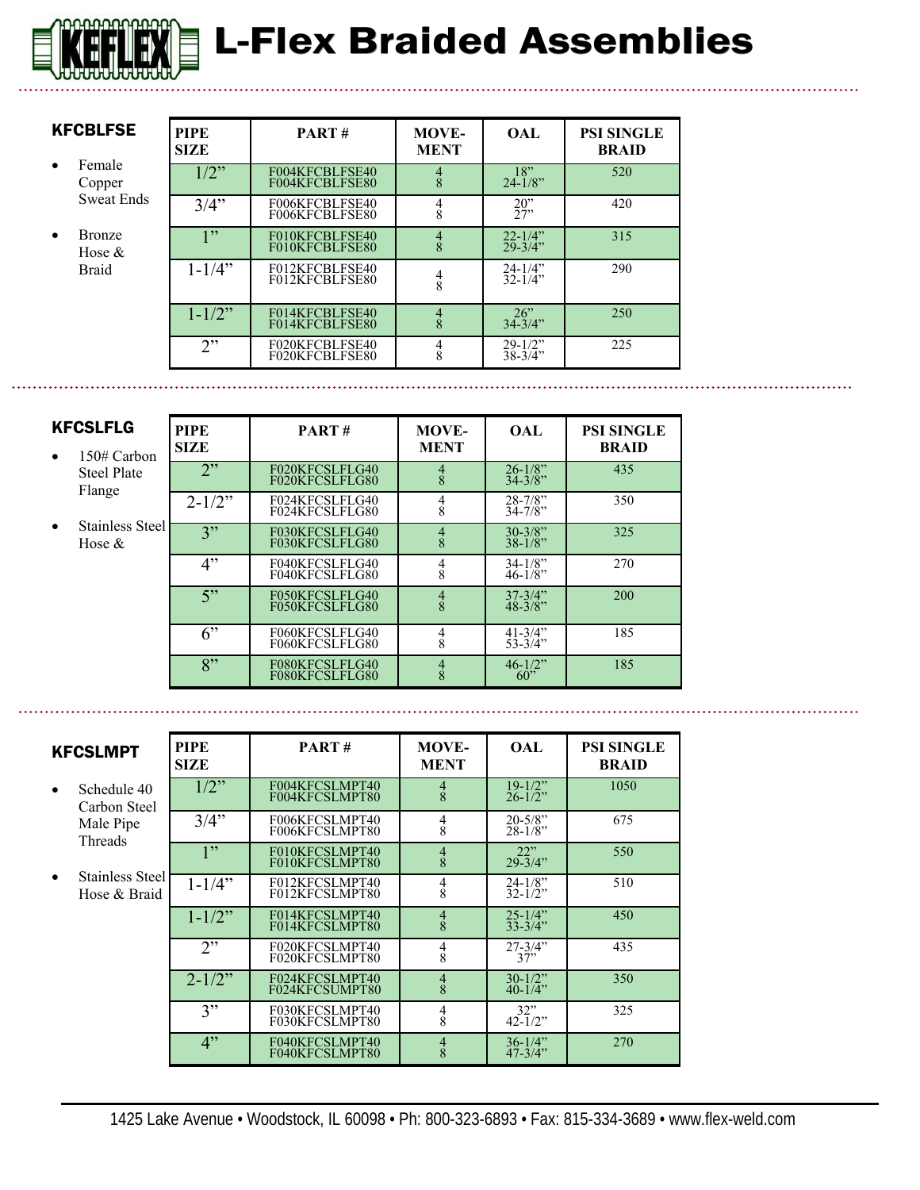# L-Flex Braided Assemblies

## KFCBLFSE

- Female Copper Sweat Ends
- Bronze Hose & Braid

| PIPE SIZE | PART # | MOVE-MENT | OAL | PSI SINGLE BRAID |
|---|---|---|---|---|
| 1/2" | F004KFCBLFSE40<br>F004KFCBLFSE80 | 4<br>8 | 18"<br>24-1/8" | 520 |
| 3/4" | F006KFCBLFSE40<br>F006KFCBLFSE80 | 4<br>8 | 20"<br>27" | 420 |
| 1" | F010KFCBLFSE40<br>F010KFCBLFSE80 | 4<br>8 | 22-1/4"<br>29-3/4" | 315 |
| 1-1/4" | F012KFCBLFSE40<br>F012KFCBLFSE80 | 4<br>8 | 24-1/4"<br>32-1/4" | 290 |
| 1-1/2" | F014KFCBLFSE40<br>F014KFCBLFSE80 | 4<br>8 | 26"<br>34-3/4" | 250 |
| 2" | F020KFCBLFSE40<br>F020KFCBLFSE80 | 4<br>8 | 29-1/2"<br>38-3/4" | 225 |

## KFCSLFLG

- 150# Carbon Steel Plate Flange
- Stainless Steel Hose &

| PIPE SIZE | PART # | MOVE-MENT | OAL | PSI SINGLE BRAID |
|---|---|---|---|---|
| 2" | F020KFCSLFLG40<br>F020KFCSLFLG80 | 4<br>8 | 26-1/8"<br>34-3/8" | 435 |
| 2-1/2" | F024KFCSLFLG40<br>F024KFCSLFLG80 | 4<br>8 | 28-7/8"<br>34-7/8" | 350 |
| 3" | F030KFCSLFLG40<br>F030KFCSLFLG80 | 4<br>8 | 30-3/8"<br>38-1/8" | 325 |
| 4" | F040KFCSLFLG40<br>F040KFCSLFLG80 | 4<br>8 | 34-1/8"<br>46-1/8" | 270 |
| 5" | F050KFCSLFLG40<br>F050KFCSLFLG80 | 4<br>8 | 37-3/4"<br>48-3/8" | 200 |
| 6" | F060KFCSLFLG40<br>F060KFCSLFLG80 | 4<br>8 | 41-3/4"<br>53-3/4" | 185 |
| 8" | F080KFCSLFLG40<br>F080KFCSLFLG80 | 4<br>8 | 46-1/2"<br>60" | 185 |

## KFCSLMPT

- Schedule 40 Carbon Steel Male Pipe Threads
- Stainless Steel Hose & Braid

| PIPE SIZE | PART # | MOVE-MENT | OAL | PSI SINGLE BRAID |
|---|---|---|---|---|
| 1/2" | F004KFCSLMPT40<br>F004KFCSLMPT80 | 4<br>8 | 19-1/2"<br>26-1/2" | 1050 |
| 3/4" | F006KFCSLMPT40<br>F006KFCSLMPT80 | 4<br>8 | 20-5/8"<br>28-1/8" | 675 |
| 1" | F010KFCSLMPT40<br>F010KFCSLMPT80 | 4<br>8 | 22"<br>29-3/4" | 550 |
| 1-1/4" | F012KFCSLMPT40<br>F012KFCSLMPT80 | 4<br>8 | 24-1/8"<br>32-1/2" | 510 |
| 1-1/2" | F014KFCSLMPT40<br>F014KFCSLMPT80 | 4<br>8 | 25-1/4"<br>33-3/4" | 450 |
| 2" | F020KFCSLMPT40<br>F020KFCSLMPT80 | 4<br>8 | 27-3/4"<br>37" | 435 |
| 2-1/2" | F024KFCSLMPT40<br>F024KFCSUMPT80 | 4<br>8 | 30-1/2"<br>40-1/4" | 350 |
| 3" | F030KFCSLMPT40<br>F030KFCSLMPT80 | 4<br>8 | 32"<br>42-1/2" | 325 |
| 4" | F040KFCSLMPT40<br>F040KFCSLMPT80 | 4<br>8 | 36-1/4"<br>47-3/4" | 270 |

1425 Lake Avenue • Woodstock, IL 60098 • Ph: 800-323-6893 • Fax: 815-334-3689 • www.flex-weld.com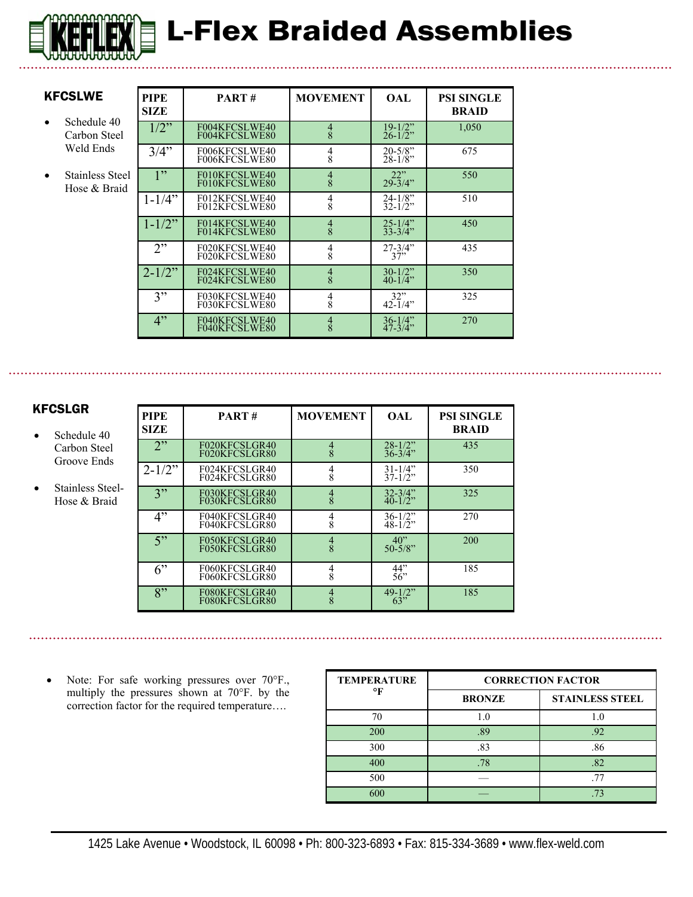# L-Flex Braided Assemblies

### KFCSLWE

- Schedule 40 Carbon Steel Weld Ends
- Stainless Steel Hose & Braid

| PIPE SIZE | PART # | MOVEMENT | OAL | PSI SINGLE BRAID |
|---|---|---|---|---|
| 1/2” | F004KFCSLWE40<br>F004KFCSLWE80 | 4<br>8 | 19-1/2”<br>26-1/2” | 1,050 |
| 3/4” | F006KFCSLWE40<br>F006KFCSLWE80 | 4<br>8 | 20-5/8”<br>28-1/8” | 675 |
| 1” | F010KFCSLWE40<br>F010KFCSLWE80 | 4<br>8 | 22”<br>29-3/4” | 550 |
| 1-1/4” | F012KFCSLWE40<br>F012KFCSLWE80 | 4<br>8 | 24-1/8”<br>32-1/2” | 510 |
| 1-1/2” | F014KFCSLWE40<br>F014KFCSLWE80 | 4<br>8 | 25-1/4”<br>33-3/4” | 450 |
| 2” | F020KFCSLWE40<br>F020KFCSLWE80 | 4<br>8 | 27-3/4”<br>37” | 435 |
| 2-1/2” | F024KFCSLWE40<br>F024KFCSLWE80 | 4<br>8 | 30-1/2”<br>40-1/4” | 350 |
| 3” | F030KFCSLWE40<br>F030KFCSLWE80 | 4<br>8 | 32”<br>42-1/4” | 325 |
| 4” | F040KFCSLWE40<br>F040KFCSLWE80 | 4<br>8 | 36-1/4”<br>47-3/4” | 270 |

### KFCSLGR

- Schedule 40 Carbon Steel Groove Ends
- Stainless Steel-Hose & Braid

| PIPE SIZE | PART # | MOVEMENT | OAL | PSI SINGLE BRAID |
|---|---|---|---|---|
| 2” | F020KFCSLGR40<br>F020KFCSLGR80 | 4<br>8 | 28-1/2”<br>36-3/4” | 435 |
| 2-1/2” | F024KFCSLGR40<br>F024KFCSLGR80 | 4<br>8 | 31-1/4”<br>37-1/2” | 350 |
| 3” | F030KFCSLGR40<br>F030KFCSLGR80 | 4<br>8 | 32-3/4”<br>40-1/2” | 325 |
| 4” | F040KFCSLGR40<br>F040KFCSLGR80 | 4<br>8 | 36-1/2”<br>48-1/2” | 270 |
| 5” | F050KFCSLGR40<br>F050KFCSLGR80 | 4<br>8 | 40”<br>50-5/8” | 200 |
| 6” | F060KFCSLGR40<br>F060KFCSLGR80 | 4<br>8 | 44”<br>56” | 185 |
| 8” | F080KFCSLGR40<br>F080KFCSLGR80 | 4<br>8 | 49-1/2”<br>63” | 185 |

- Note: For safe working pressures over 70°F., multiply the pressures shown at 70°F. by the correction factor for the required temperature….

| TEMPERATURE °F | CORRECTION FACTOR | |
|---|---|---|
| | BRONZE | STAINLESS STEEL |
| 70 | 1.0 | 1.0 |
| 200 | .89 | .92 |
| 300 | .83 | .86 |
| 400 | .78 | .82 |
| 500 | — | .77 |
| 600 | — | .73 |

1425 Lake Avenue • Woodstock, IL 60098 • Ph: 800-323-6893 • Fax: 815-334-3689 • www.flex-weld.com